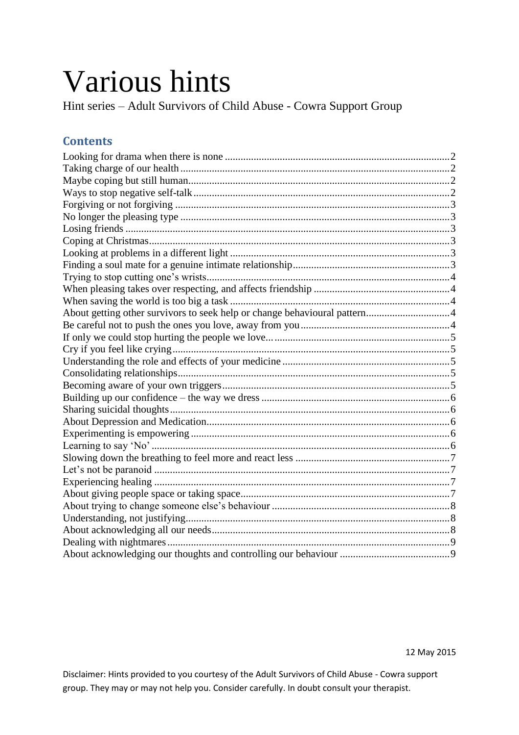# Various hints

Hint series – Adult Survivors of Child Abuse - Cowra Support Group

## Contents

Looking for drama when there is none ..... 2
Taking charge of our health ..... 2
Maybe coping but still human ..... 2
Ways to stop negative self-talk ..... 2
Forgiving or not forgiving ..... 3
No longer the pleasing type ..... 3
Losing friends ..... 3
Coping at Christmas ..... 3
Looking at problems in a different light ..... 3
Finding a soul mate for a genuine intimate relationship ..... 3
Trying to stop cutting one's wrists ..... 4
When pleasing takes over respecting, and affects friendship ..... 4
When saving the world is too big a task ..... 4
About getting other survivors to seek help or change behavioural pattern ..... 4
Be careful not to push the ones you love, away from you ..... 4
If only we could stop hurting the people we love... ..... 5
Cry if you feel like crying ..... 5
Understanding the role and effects of your medicine ..... 5
Consolidating relationships ..... 5
Becoming aware of your own triggers ..... 5
Building up our confidence – the way we dress ..... 6
Sharing suicidal thoughts ..... 6
About Depression and Medication ..... 6
Experimenting is empowering ..... 6
Learning to say 'No' ..... 6
Slowing down the breathing to feel more and react less ..... 7
Let's not be paranoid ..... 7
Experiencing healing ..... 7
About giving people space or taking space ..... 7
About trying to change someone else's behaviour ..... 8
Understanding, not justifying ..... 8
About acknowledging all our needs ..... 8
Dealing with nightmares ..... 9
About acknowledging our thoughts and controlling our behaviour ..... 9

12 May 2015

Disclaimer: Hints provided to you courtesy of the Adult Survivors of Child Abuse - Cowra support group. They may or may not help you. Consider carefully. In doubt consult your therapist.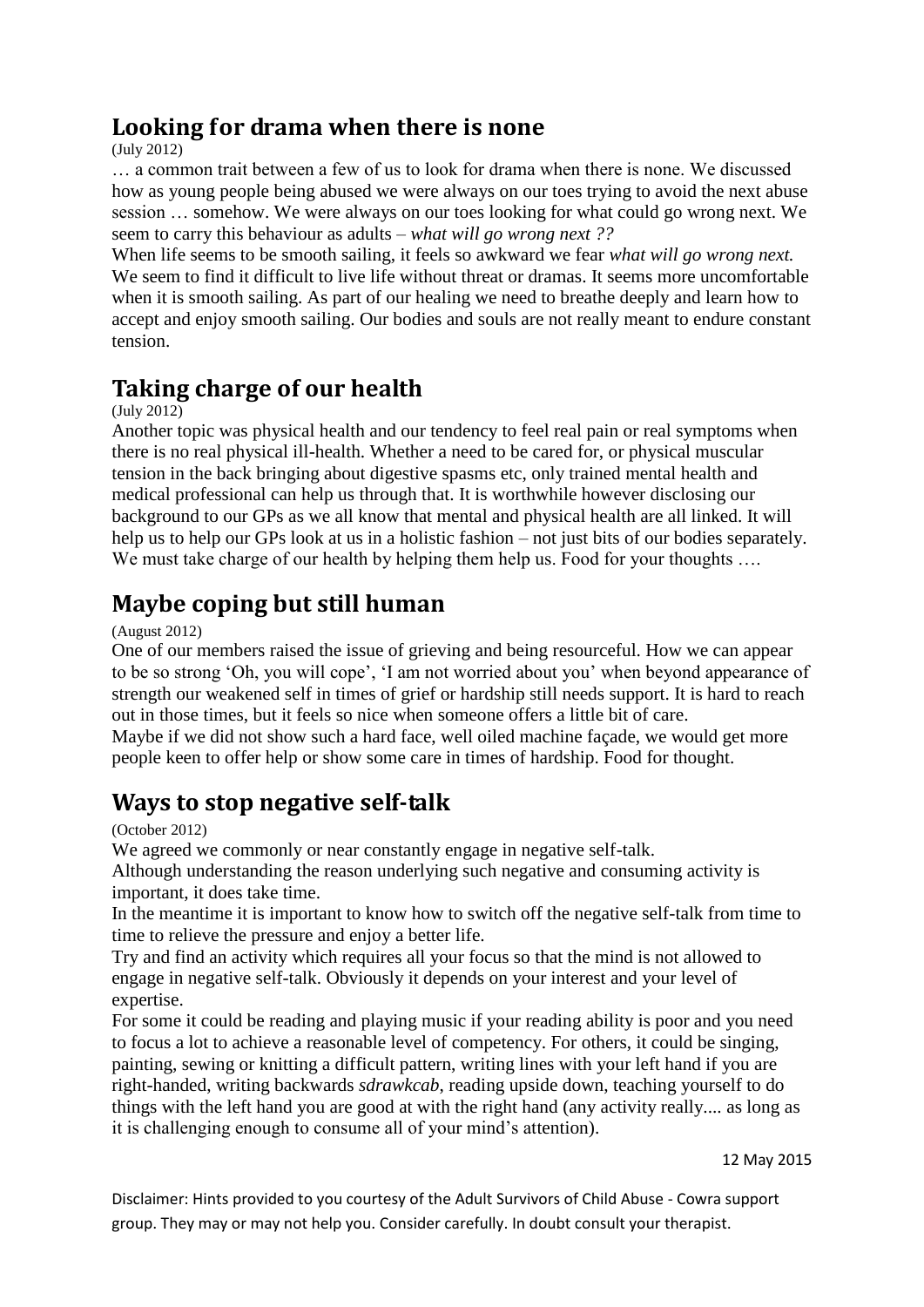## Looking for drama when there is none

(July 2012)

… a common trait between a few of us to look for drama when there is none. We discussed how as young people being abused we were always on our toes trying to avoid the next abuse session … somehow. We were always on our toes looking for what could go wrong next. We seem to carry this behaviour as adults – *what will go wrong next ??*

When life seems to be smooth sailing, it feels so awkward we fear *what will go wrong next.* We seem to find it difficult to live life without threat or dramas. It seems more uncomfortable when it is smooth sailing. As part of our healing we need to breathe deeply and learn how to accept and enjoy smooth sailing. Our bodies and souls are not really meant to endure constant tension.

## Taking charge of our health

(July 2012)

Another topic was physical health and our tendency to feel real pain or real symptoms when there is no real physical ill-health. Whether a need to be cared for, or physical muscular tension in the back bringing about digestive spasms etc, only trained mental health and medical professional can help us through that. It is worthwhile however disclosing our background to our GPs as we all know that mental and physical health are all linked. It will help us to help our GPs look at us in a holistic fashion – not just bits of our bodies separately. We must take charge of our health by helping them help us. Food for your thoughts ….

## Maybe coping but still human

(August 2012)

One of our members raised the issue of grieving and being resourceful. How we can appear to be so strong 'Oh, you will cope', 'I am not worried about you' when beyond appearance of strength our weakened self in times of grief or hardship still needs support. It is hard to reach out in those times, but it feels so nice when someone offers a little bit of care.

Maybe if we did not show such a hard face, well oiled machine façade, we would get more people keen to offer help or show some care in times of hardship. Food for thought.

## Ways to stop negative self-talk

(October 2012)

We agreed we commonly or near constantly engage in negative self-talk.

Although understanding the reason underlying such negative and consuming activity is important, it does take time.

In the meantime it is important to know how to switch off the negative self-talk from time to time to relieve the pressure and enjoy a better life.

Try and find an activity which requires all your focus so that the mind is not allowed to engage in negative self-talk. Obviously it depends on your interest and your level of expertise.

For some it could be reading and playing music if your reading ability is poor and you need to focus a lot to achieve a reasonable level of competency. For others, it could be singing, painting, sewing or knitting a difficult pattern, writing lines with your left hand if you are right-handed, writing backwards *sdrawkcab*, reading upside down, teaching yourself to do things with the left hand you are good at with the right hand (any activity really.... as long as it is challenging enough to consume all of your mind's attention).

12 May 2015

Disclaimer: Hints provided to you courtesy of the Adult Survivors of Child Abuse - Cowra support group. They may or may not help you. Consider carefully. In doubt consult your therapist.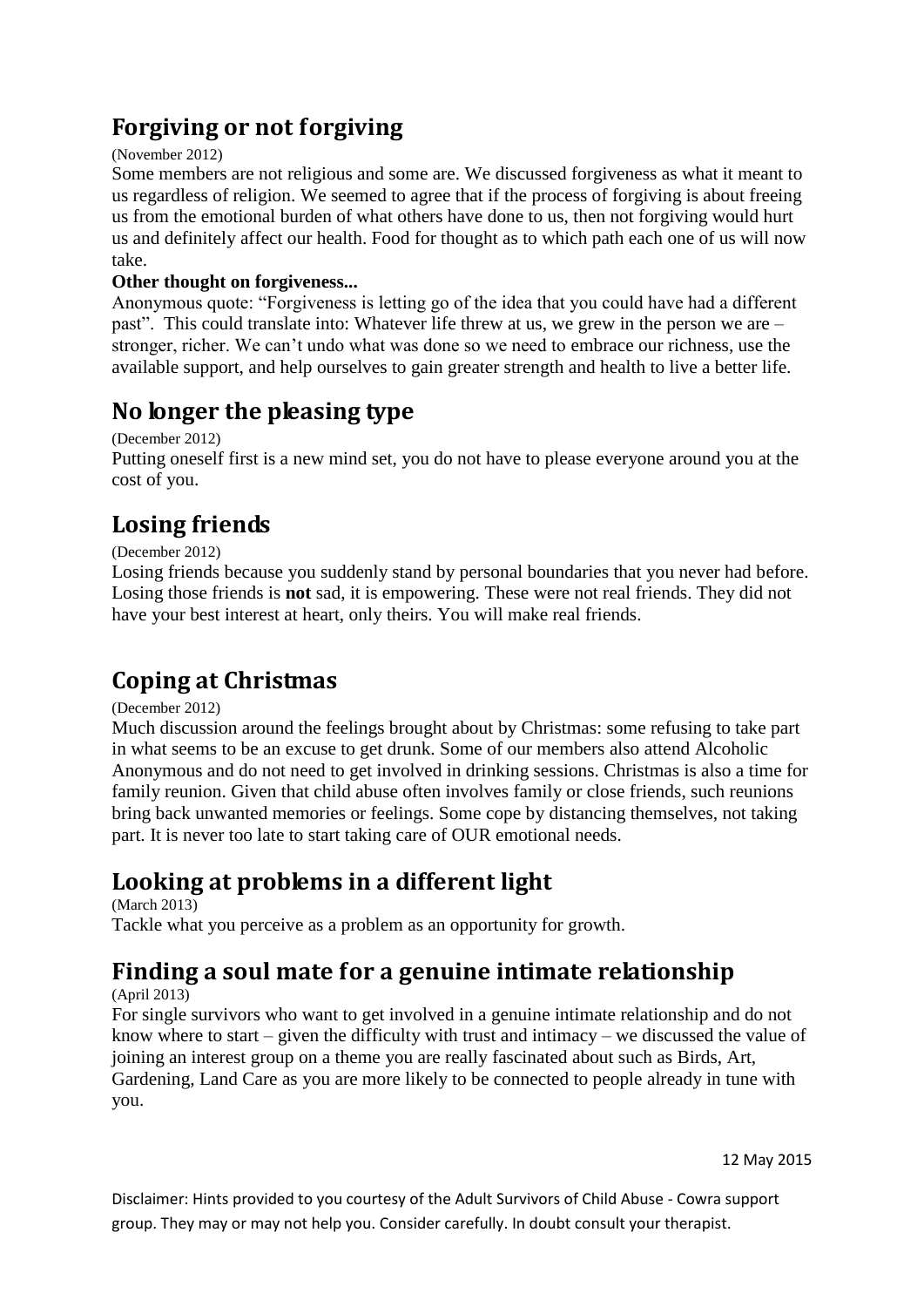## Forgiving or not forgiving

(November 2012)

Some members are not religious and some are. We discussed forgiveness as what it meant to us regardless of religion. We seemed to agree that if the process of forgiving is about freeing us from the emotional burden of what others have done to us, then not forgiving would hurt us and definitely affect our health. Food for thought as to which path each one of us will now take.

**Other thought on forgiveness...**

Anonymous quote: "Forgiveness is letting go of the idea that you could have had a different past". This could translate into: Whatever life threw at us, we grew in the person we are – stronger, richer. We can't undo what was done so we need to embrace our richness, use the available support, and help ourselves to gain greater strength and health to live a better life.

## No longer the pleasing type

(December 2012)

Putting oneself first is a new mind set, you do not have to please everyone around you at the cost of you.

## Losing friends

(December 2012)

Losing friends because you suddenly stand by personal boundaries that you never had before. Losing those friends is **not** sad, it is empowering. These were not real friends. They did not have your best interest at heart, only theirs. You will make real friends.

## Coping at Christmas

(December 2012)

Much discussion around the feelings brought about by Christmas: some refusing to take part in what seems to be an excuse to get drunk. Some of our members also attend Alcoholic Anonymous and do not need to get involved in drinking sessions. Christmas is also a time for family reunion. Given that child abuse often involves family or close friends, such reunions bring back unwanted memories or feelings. Some cope by distancing themselves, not taking part. It is never too late to start taking care of OUR emotional needs.

## Looking at problems in a different light

(March 2013)

Tackle what you perceive as a problem as an opportunity for growth.

## Finding a soul mate for a genuine intimate relationship

(April 2013)

For single survivors who want to get involved in a genuine intimate relationship and do not know where to start – given the difficulty with trust and intimacy – we discussed the value of joining an interest group on a theme you are really fascinated about such as Birds, Art, Gardening, Land Care as you are more likely to be connected to people already in tune with you.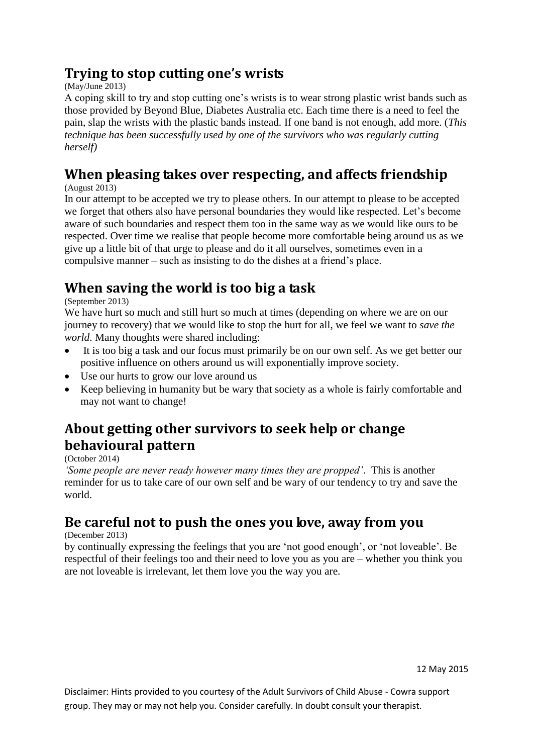## Trying to stop cutting one's wrists

(May/June 2013)

A coping skill to try and stop cutting one's wrists is to wear strong plastic wrist bands such as those provided by Beyond Blue, Diabetes Australia etc. Each time there is a need to feel the pain, slap the wrists with the plastic bands instead. If one band is not enough, add more. (*This technique has been successfully used by one of the survivors who was regularly cutting herself)*

## When pleasing takes over respecting, and affects friendship

(August 2013)

In our attempt to be accepted we try to please others. In our attempt to please to be accepted we forget that others also have personal boundaries they would like respected. Let's become aware of such boundaries and respect them too in the same way as we would like ours to be respected. Over time we realise that people become more comfortable being around us as we give up a little bit of that urge to please and do it all ourselves, sometimes even in a compulsive manner – such as insisting to do the dishes at a friend's place.

## When saving the world is too big a task

(September 2013)

We have hurt so much and still hurt so much at times (depending on where we are on our journey to recovery) that we would like to stop the hurt for all, we feel we want to *save the world*. Many thoughts were shared including:

- It is too big a task and our focus must primarily be on our own self. As we get better our positive influence on others around us will exponentially improve society.
- Use our hurts to grow our love around us
- Keep believing in humanity but be wary that society as a whole is fairly comfortable and may not want to change!

## About getting other survivors to seek help or change behavioural pattern

(October 2014)

*'Some people are never ready however many times they are propped'*. This is another reminder for us to take care of our own self and be wary of our tendency to try and save the world.

## Be careful not to push the ones you love, away from you

(December 2013)

by continually expressing the feelings that you are 'not good enough', or 'not loveable'. Be respectful of their feelings too and their need to love you as you are – whether you think you are not loveable is irrelevant, let them love you the way you are.

12 May 2015

Disclaimer: Hints provided to you courtesy of the Adult Survivors of Child Abuse - Cowra support group. They may or may not help you. Consider carefully. In doubt consult your therapist.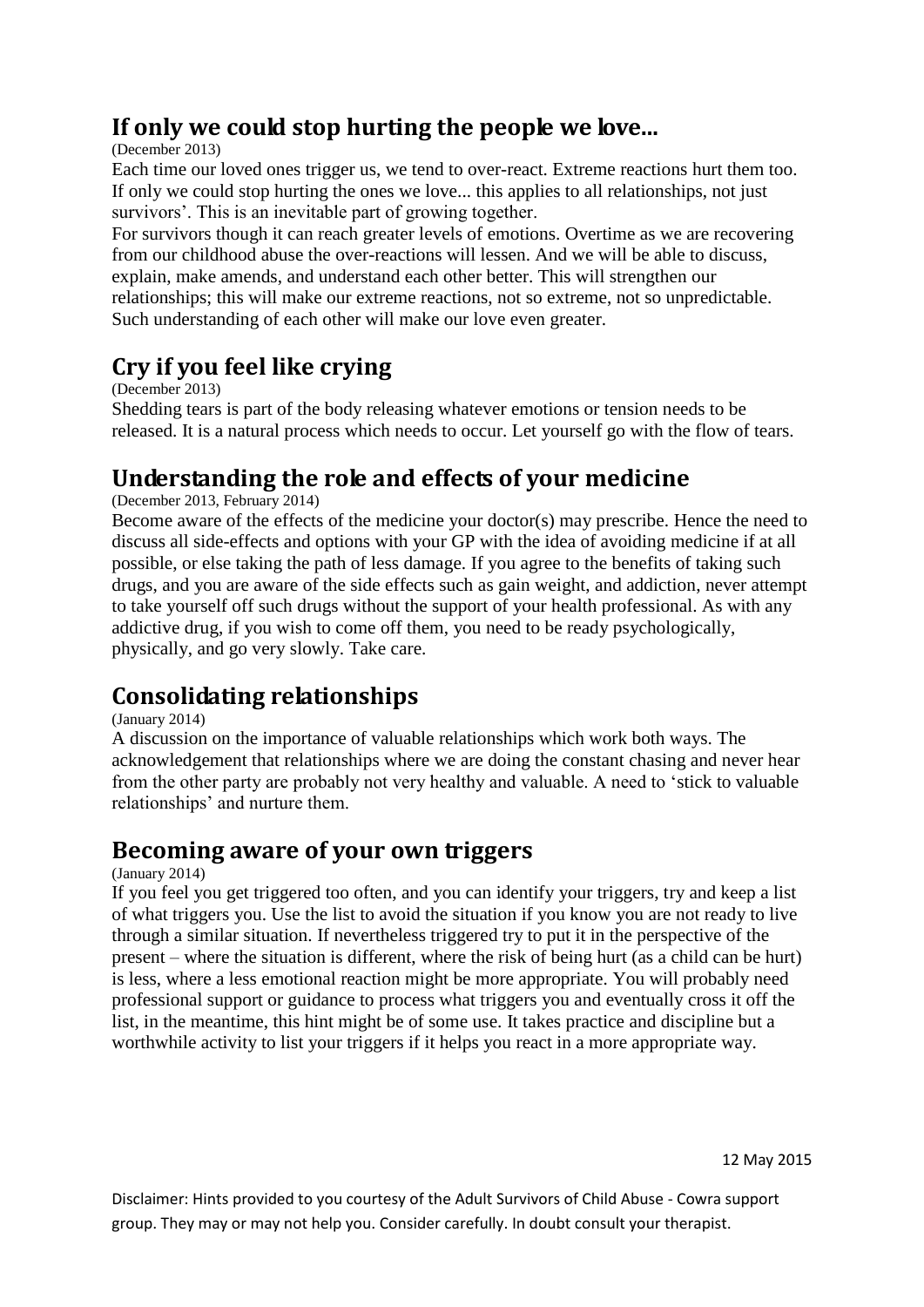## If only we could stop hurting the people we love...

(December 2013)

Each time our loved ones trigger us, we tend to over-react. Extreme reactions hurt them too. If only we could stop hurting the ones we love... this applies to all relationships, not just survivors'. This is an inevitable part of growing together.

For survivors though it can reach greater levels of emotions. Overtime as we are recovering from our childhood abuse the over-reactions will lessen. And we will be able to discuss, explain, make amends, and understand each other better. This will strengthen our relationships; this will make our extreme reactions, not so extreme, not so unpredictable. Such understanding of each other will make our love even greater.

## Cry if you feel like crying

(December 2013)

Shedding tears is part of the body releasing whatever emotions or tension needs to be released. It is a natural process which needs to occur. Let yourself go with the flow of tears.

## Understanding the role and effects of your medicine

(December 2013, February 2014)

Become aware of the effects of the medicine your doctor(s) may prescribe. Hence the need to discuss all side-effects and options with your GP with the idea of avoiding medicine if at all possible, or else taking the path of less damage. If you agree to the benefits of taking such drugs, and you are aware of the side effects such as gain weight, and addiction, never attempt to take yourself off such drugs without the support of your health professional. As with any addictive drug, if you wish to come off them, you need to be ready psychologically, physically, and go very slowly. Take care.

## Consolidating relationships

(January 2014)

A discussion on the importance of valuable relationships which work both ways. The acknowledgement that relationships where we are doing the constant chasing and never hear from the other party are probably not very healthy and valuable. A need to 'stick to valuable relationships' and nurture them.

## Becoming aware of your own triggers

(January 2014)

If you feel you get triggered too often, and you can identify your triggers, try and keep a list of what triggers you. Use the list to avoid the situation if you know you are not ready to live through a similar situation. If nevertheless triggered try to put it in the perspective of the present – where the situation is different, where the risk of being hurt (as a child can be hurt) is less, where a less emotional reaction might be more appropriate. You will probably need professional support or guidance to process what triggers you and eventually cross it off the list, in the meantime, this hint might be of some use. It takes practice and discipline but a worthwhile activity to list your triggers if it helps you react in a more appropriate way.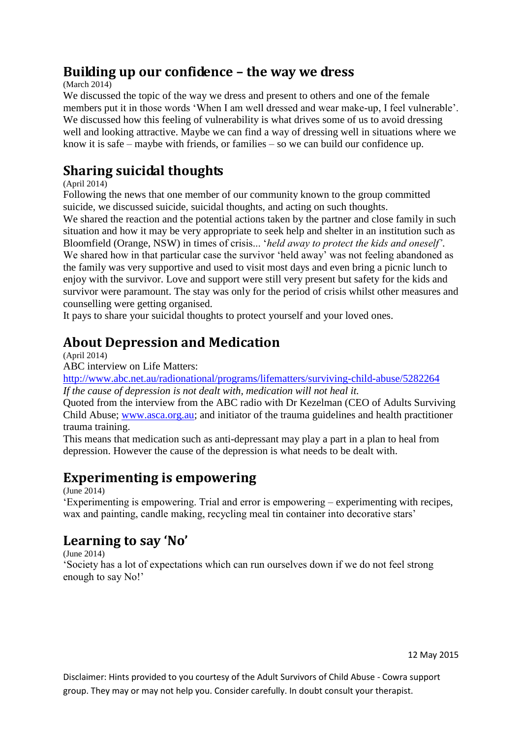## Building up our confidence – the way we dress

(March 2014)

We discussed the topic of the way we dress and present to others and one of the female members put it in those words 'When I am well dressed and wear make-up, I feel vulnerable'. We discussed how this feeling of vulnerability is what drives some of us to avoid dressing well and looking attractive. Maybe we can find a way of dressing well in situations where we know it is safe – maybe with friends, or families – so we can build our confidence up.

## Sharing suicidal thoughts

(April 2014)

Following the news that one member of our community known to the group committed suicide, we discussed suicide, suicidal thoughts, and acting on such thoughts.
We shared the reaction and the potential actions taken by the partner and close family in such situation and how it may be very appropriate to seek help and shelter in an institution such as Bloomfield (Orange, NSW) in times of crisis... '*held away to protect the kids and oneself*'.
We shared how in that particular case the survivor 'held away' was not feeling abandoned as the family was very supportive and used to visit most days and even bring a picnic lunch to enjoy with the survivor. Love and support were still very present but safety for the kids and survivor were paramount. The stay was only for the period of crisis whilst other measures and counselling were getting organised.
It pays to share your suicidal thoughts to protect yourself and your loved ones.

## About Depression and Medication

(April 2014)

ABC interview on Life Matters:
http://www.abc.net.au/radionational/programs/lifematters/surviving-child-abuse/5282264
*If the cause of depression is not dealt with, medication will not heal it.*
Quoted from the interview from the ABC radio with Dr Kezelman (CEO of Adults Surviving Child Abuse; www.asca.org.au; and initiator of the trauma guidelines and health practitioner trauma training.
This means that medication such as anti-depressant may play a part in a plan to heal from depression. However the cause of the depression is what needs to be dealt with.

## Experimenting is empowering

(June 2014)

'Experimenting is empowering. Trial and error is empowering – experimenting with recipes, wax and painting, candle making, recycling meal tin container into decorative stars'

## Learning to say 'No'

(June 2014)

'Society has a lot of expectations which can run ourselves down if we do not feel strong enough to say No!'

12 May 2015

Disclaimer: Hints provided to you courtesy of the Adult Survivors of Child Abuse - Cowra support group. They may or may not help you. Consider carefully. In doubt consult your therapist.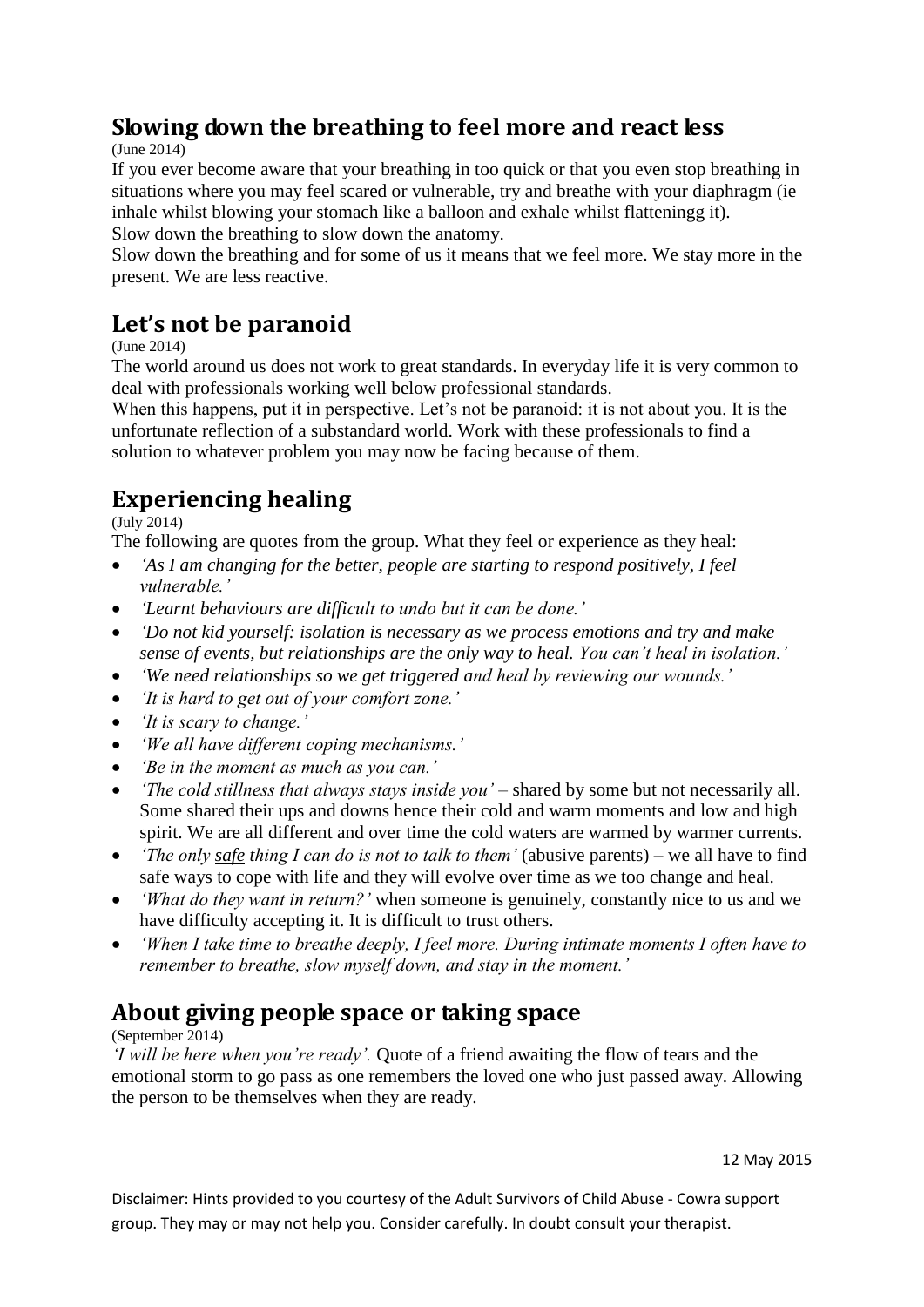## Slowing down the breathing to feel more and react less

(June 2014)

If you ever become aware that your breathing in too quick or that you even stop breathing in situations where you may feel scared or vulnerable, try and breathe with your diaphragm (ie inhale whilst blowing your stomach like a balloon and exhale whilst flatteningg it).
Slow down the breathing to slow down the anatomy.
Slow down the breathing and for some of us it means that we feel more. We stay more in the present. We are less reactive.

## Let's not be paranoid

(June 2014)

The world around us does not work to great standards. In everyday life it is very common to deal with professionals working well below professional standards.
When this happens, put it in perspective. Let's not be paranoid: it is not about you. It is the unfortunate reflection of a substandard world. Work with these professionals to find a solution to whatever problem you may now be facing because of them.

## Experiencing healing

(July 2014)

The following are quotes from the group. What they feel or experience as they heal:

- *'As I am changing for the better, people are starting to respond positively, I feel vulnerable.'*
- *'Learnt behaviours are difficult to undo but it can be done.'*
- *'Do not kid yourself: isolation is necessary as we process emotions and try and make sense of events, but relationships are the only way to heal. You can't heal in isolation.'*
- *'We need relationships so we get triggered and heal by reviewing our wounds.'*
- *'It is hard to get out of your comfort zone.'*
- *'It is scary to change.'*
- *'We all have different coping mechanisms.'*
- *'Be in the moment as much as you can.'*
- *'The cold stillness that always stays inside you'* – shared by some but not necessarily all. Some shared their ups and downs hence their cold and warm moments and low and high spirit. We are all different and over time the cold waters are warmed by warmer currents.
- *'The only <u>safe</u> thing I can do is not to talk to them'* (abusive parents) – we all have to find safe ways to cope with life and they will evolve over time as we too change and heal.
- *'What do they want in return?'* when someone is genuinely, constantly nice to us and we have difficulty accepting it. It is difficult to trust others.
- *'When I take time to breathe deeply, I feel more. During intimate moments I often have to remember to breathe, slow myself down, and stay in the moment.'*

## About giving people space or taking space

(September 2014)

*'I will be here when you're ready'.* Quote of a friend awaiting the flow of tears and the emotional storm to go pass as one remembers the loved one who just passed away. Allowing the person to be themselves when they are ready.

12 May 2015

Disclaimer: Hints provided to you courtesy of the Adult Survivors of Child Abuse - Cowra support group. They may or may not help you. Consider carefully. In doubt consult your therapist.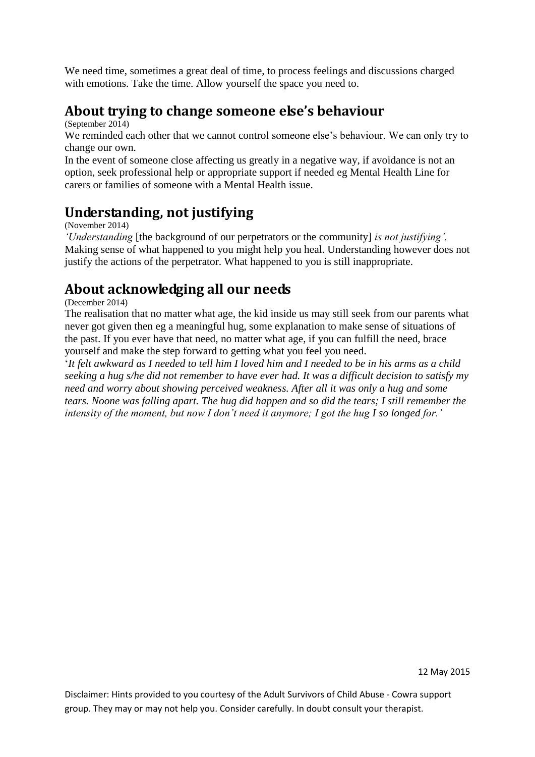We need time, sometimes a great deal of time, to process feelings and discussions charged with emotions. Take the time. Allow yourself the space you need to.

## About trying to change someone else's behaviour

(September 2014)

We reminded each other that we cannot control someone else's behaviour. We can only try to change our own.

In the event of someone close affecting us greatly in a negative way, if avoidance is not an option, seek professional help or appropriate support if needed eg Mental Health Line for carers or families of someone with a Mental Health issue.

## Understanding, not justifying

(November 2014)

*'Understanding* [the background of our perpetrators or the community] *is not justifying'.* Making sense of what happened to you might help you heal. Understanding however does not justify the actions of the perpetrator. What happened to you is still inappropriate.

## About acknowledging all our needs

(December 2014)

The realisation that no matter what age, the kid inside us may still seek from our parents what never got given then eg a meaningful hug, some explanation to make sense of situations of the past. If you ever have that need, no matter what age, if you can fulfill the need, brace yourself and make the step forward to getting what you feel you need.

'*It felt awkward as I needed to tell him I loved him and I needed to be in his arms as a child seeking a hug s/he did not remember to have ever had. It was a difficult decision to satisfy my need and worry about showing perceived weakness. After all it was only a hug and some tears. Noone was falling apart. The hug did happen and so did the tears; I still remember the intensity of the moment, but now I don't need it anymore; I got the hug I so longed for.'*

12 May 2015

Disclaimer: Hints provided to you courtesy of the Adult Survivors of Child Abuse - Cowra support group. They may or may not help you. Consider carefully. In doubt consult your therapist.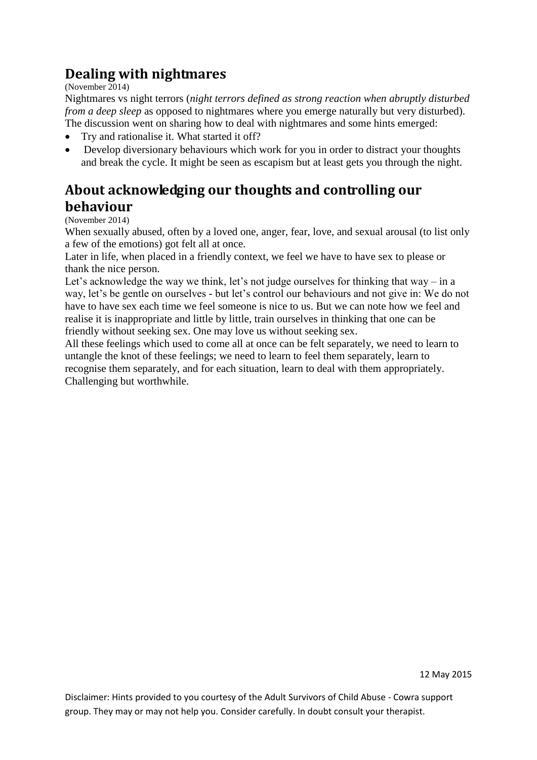## Dealing with nightmares

(November 2014)

Nightmares vs night terrors (*night terrors defined as strong reaction when abruptly disturbed from a deep sleep* as opposed to nightmares where you emerge naturally but very disturbed). The discussion went on sharing how to deal with nightmares and some hints emerged:

- Try and rationalise it. What started it off?
- Develop diversionary behaviours which work for you in order to distract your thoughts and break the cycle. It might be seen as escapism but at least gets you through the night.

## About acknowledging our thoughts and controlling our behaviour

(November 2014)

When sexually abused, often by a loved one, anger, fear, love, and sexual arousal (to list only a few of the emotions) got felt all at once.

Later in life, when placed in a friendly context, we feel we have to have sex to please or thank the nice person.

Let's acknowledge the way we think, let's not judge ourselves for thinking that way – in a way, let's be gentle on ourselves - but let's control our behaviours and not give in: We do not have to have sex each time we feel someone is nice to us. But we can note how we feel and realise it is inappropriate and little by little, train ourselves in thinking that one can be friendly without seeking sex. One may love us without seeking sex.

All these feelings which used to come all at once can be felt separately, we need to learn to untangle the knot of these feelings; we need to learn to feel them separately, learn to recognise them separately, and for each situation, learn to deal with them appropriately. Challenging but worthwhile.

12 May 2015

Disclaimer: Hints provided to you courtesy of the Adult Survivors of Child Abuse - Cowra support group. They may or may not help you. Consider carefully. In doubt consult your therapist.